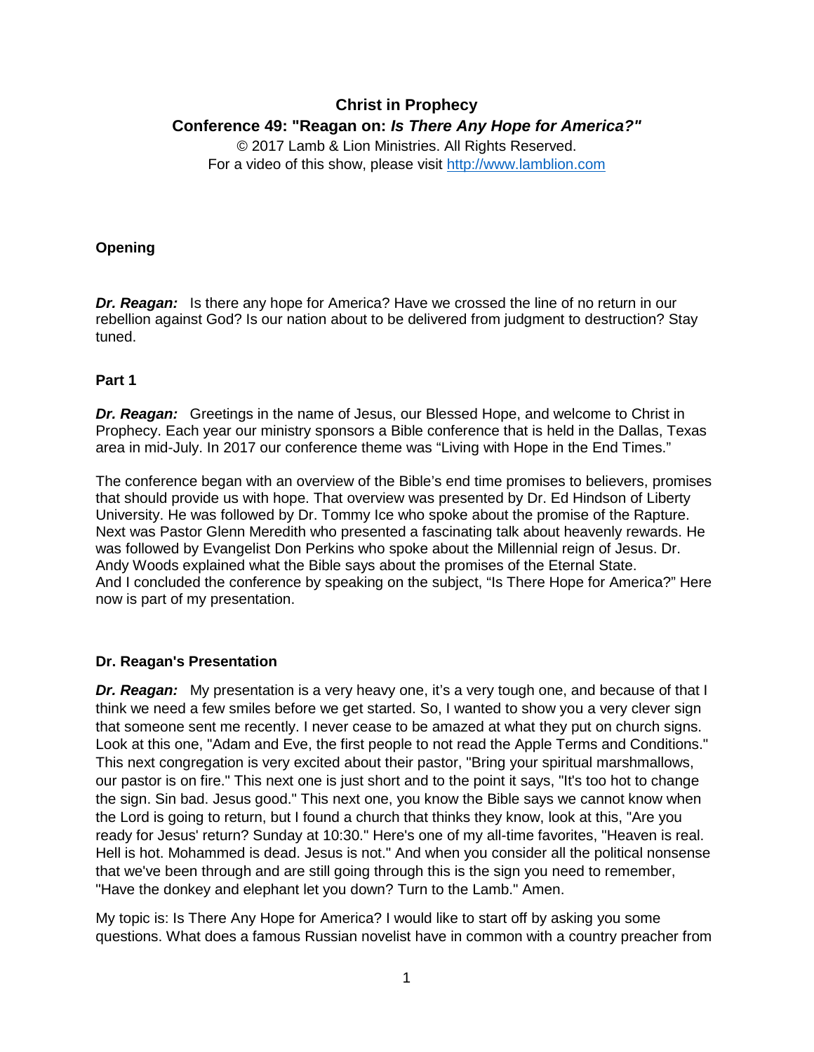# Christ in Prophecy

## Conference 49: "Reagan on: *Is There Any Hope for America?"*

© 2017 Lamb & Lion Ministries. All Rights Reserved.
For a video of this show, please visit [http://www.lamblion.com](http://www.lamblion.com)

### Opening

***Dr. Reagan:*** Is there any hope for America? Have we crossed the line of no return in our rebellion against God? Is our nation about to be delivered from judgment to destruction? Stay tuned.

### Part 1

***Dr. Reagan:*** Greetings in the name of Jesus, our Blessed Hope, and welcome to Christ in Prophecy. Each year our ministry sponsors a Bible conference that is held in the Dallas, Texas area in mid-July. In 2017 our conference theme was "Living with Hope in the End Times."

The conference began with an overview of the Bible's end time promises to believers, promises that should provide us with hope. That overview was presented by Dr. Ed Hindson of Liberty University. He was followed by Dr. Tommy Ice who spoke about the promise of the Rapture. Next was Pastor Glenn Meredith who presented a fascinating talk about heavenly rewards. He was followed by Evangelist Don Perkins who spoke about the Millennial reign of Jesus. Dr. Andy Woods explained what the Bible says about the promises of the Eternal State. And I concluded the conference by speaking on the subject, "Is There Hope for America?" Here now is part of my presentation.

### Dr. Reagan's Presentation

***Dr. Reagan:*** My presentation is a very heavy one, it's a very tough one, and because of that I think we need a few smiles before we get started. So, I wanted to show you a very clever sign that someone sent me recently. I never cease to be amazed at what they put on church signs. Look at this one, "Adam and Eve, the first people to not read the Apple Terms and Conditions." This next congregation is very excited about their pastor, "Bring your spiritual marshmallows, our pastor is on fire." This next one is just short and to the point it says, "It's too hot to change the sign. Sin bad. Jesus good." This next one, you know the Bible says we cannot know when the Lord is going to return, but I found a church that thinks they know, look at this, "Are you ready for Jesus' return? Sunday at 10:30." Here's one of my all-time favorites, "Heaven is real. Hell is hot. Mohammed is dead. Jesus is not." And when you consider all the political nonsense that we've been through and are still going through this is the sign you need to remember, "Have the donkey and elephant let you down? Turn to the Lamb." Amen.

My topic is: Is There Any Hope for America? I would like to start off by asking you some questions. What does a famous Russian novelist have in common with a country preacher from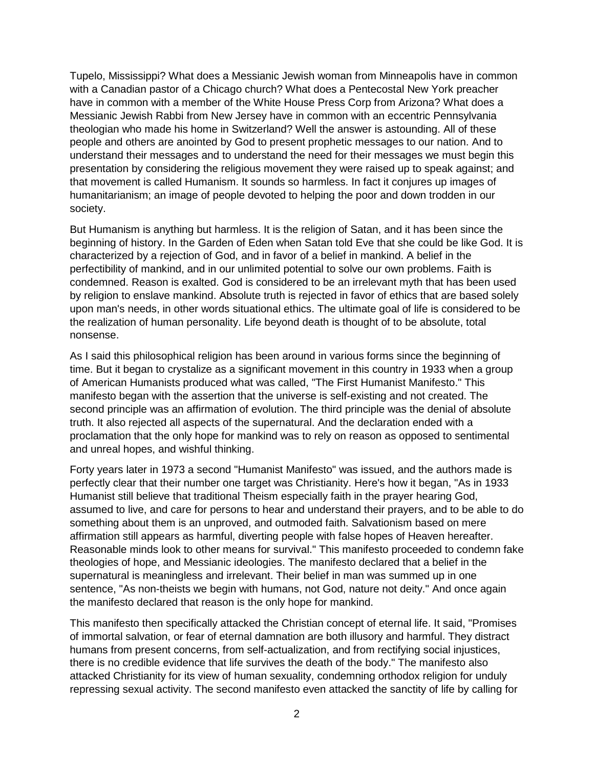Tupelo, Mississippi? What does a Messianic Jewish woman from Minneapolis have in common with a Canadian pastor of a Chicago church? What does a Pentecostal New York preacher have in common with a member of the White House Press Corp from Arizona? What does a Messianic Jewish Rabbi from New Jersey have in common with an eccentric Pennsylvania theologian who made his home in Switzerland? Well the answer is astounding. All of these people and others are anointed by God to present prophetic messages to our nation. And to understand their messages and to understand the need for their messages we must begin this presentation by considering the religious movement they were raised up to speak against; and that movement is called Humanism. It sounds so harmless. In fact it conjures up images of humanitarianism; an image of people devoted to helping the poor and down trodden in our society.

But Humanism is anything but harmless. It is the religion of Satan, and it has been since the beginning of history. In the Garden of Eden when Satan told Eve that she could be like God. It is characterized by a rejection of God, and in favor of a belief in mankind. A belief in the perfectibility of mankind, and in our unlimited potential to solve our own problems. Faith is condemned. Reason is exalted. God is considered to be an irrelevant myth that has been used by religion to enslave mankind. Absolute truth is rejected in favor of ethics that are based solely upon man's needs, in other words situational ethics. The ultimate goal of life is considered to be the realization of human personality. Life beyond death is thought of to be absolute, total nonsense.

As I said this philosophical religion has been around in various forms since the beginning of time. But it began to crystalize as a significant movement in this country in 1933 when a group of American Humanists produced what was called, "The First Humanist Manifesto." This manifesto began with the assertion that the universe is self-existing and not created. The second principle was an affirmation of evolution. The third principle was the denial of absolute truth. It also rejected all aspects of the supernatural. And the declaration ended with a proclamation that the only hope for mankind was to rely on reason as opposed to sentimental and unreal hopes, and wishful thinking.

Forty years later in 1973 a second "Humanist Manifesto" was issued, and the authors made is perfectly clear that their number one target was Christianity. Here's how it began, "As in 1933 Humanist still believe that traditional Theism especially faith in the prayer hearing God, assumed to live, and care for persons to hear and understand their prayers, and to be able to do something about them is an unproved, and outmoded faith. Salvationism based on mere affirmation still appears as harmful, diverting people with false hopes of Heaven hereafter. Reasonable minds look to other means for survival." This manifesto proceeded to condemn fake theologies of hope, and Messianic ideologies. The manifesto declared that a belief in the supernatural is meaningless and irrelevant. Their belief in man was summed up in one sentence, "As non-theists we begin with humans, not God, nature not deity." And once again the manifesto declared that reason is the only hope for mankind.

This manifesto then specifically attacked the Christian concept of eternal life. It said, "Promises of immortal salvation, or fear of eternal damnation are both illusory and harmful. They distract humans from present concerns, from self-actualization, and from rectifying social injustices, there is no credible evidence that life survives the death of the body." The manifesto also attacked Christianity for its view of human sexuality, condemning orthodox religion for unduly repressing sexual activity. The second manifesto even attacked the sanctity of life by calling for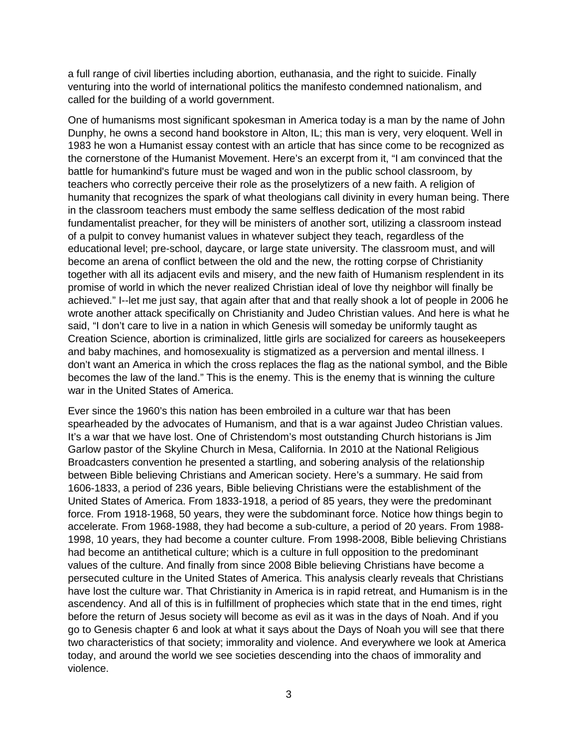a full range of civil liberties including abortion, euthanasia, and the right to suicide. Finally venturing into the world of international politics the manifesto condemned nationalism, and called for the building of a world government.

One of humanisms most significant spokesman in America today is a man by the name of John Dunphy, he owns a second hand bookstore in Alton, IL; this man is very, very eloquent. Well in 1983 he won a Humanist essay contest with an article that has since come to be recognized as the cornerstone of the Humanist Movement. Here's an excerpt from it, "I am convinced that the battle for humankind's future must be waged and won in the public school classroom, by teachers who correctly perceive their role as the proselytizers of a new faith. A religion of humanity that recognizes the spark of what theologians call divinity in every human being. There in the classroom teachers must embody the same selfless dedication of the most rabid fundamentalist preacher, for they will be ministers of another sort, utilizing a classroom instead of a pulpit to convey humanist values in whatever subject they teach, regardless of the educational level; pre-school, daycare, or large state university. The classroom must, and will become an arena of conflict between the old and the new, the rotting corpse of Christianity together with all its adjacent evils and misery, and the new faith of Humanism resplendent in its promise of world in which the never realized Christian ideal of love thy neighbor will finally be achieved." I--let me just say, that again after that and that really shook a lot of people in 2006 he wrote another attack specifically on Christianity and Judeo Christian values. And here is what he said, "I don't care to live in a nation in which Genesis will someday be uniformly taught as Creation Science, abortion is criminalized, little girls are socialized for careers as housekeepers and baby machines, and homosexuality is stigmatized as a perversion and mental illness. I don't want an America in which the cross replaces the flag as the national symbol, and the Bible becomes the law of the land." This is the enemy. This is the enemy that is winning the culture war in the United States of America.

Ever since the 1960's this nation has been embroiled in a culture war that has been spearheaded by the advocates of Humanism, and that is a war against Judeo Christian values. It's a war that we have lost. One of Christendom's most outstanding Church historians is Jim Garlow pastor of the Skyline Church in Mesa, California. In 2010 at the National Religious Broadcasters convention he presented a startling, and sobering analysis of the relationship between Bible believing Christians and American society. Here's a summary. He said from 1606-1833, a period of 236 years, Bible believing Christians were the establishment of the United States of America. From 1833-1918, a period of 85 years, they were the predominant force. From 1918-1968, 50 years, they were the subdominant force. Notice how things begin to accelerate. From 1968-1988, they had become a sub-culture, a period of 20 years. From 1988-1998, 10 years, they had become a counter culture. From 1998-2008, Bible believing Christians had become an antithetical culture; which is a culture in full opposition to the predominant values of the culture. And finally from since 2008 Bible believing Christians have become a persecuted culture in the United States of America. This analysis clearly reveals that Christians have lost the culture war. That Christianity in America is in rapid retreat, and Humanism is in the ascendency. And all of this is in fulfillment of prophecies which state that in the end times, right before the return of Jesus society will become as evil as it was in the days of Noah. And if you go to Genesis chapter 6 and look at what it says about the Days of Noah you will see that there two characteristics of that society; immorality and violence. And everywhere we look at America today, and around the world we see societies descending into the chaos of immorality and violence.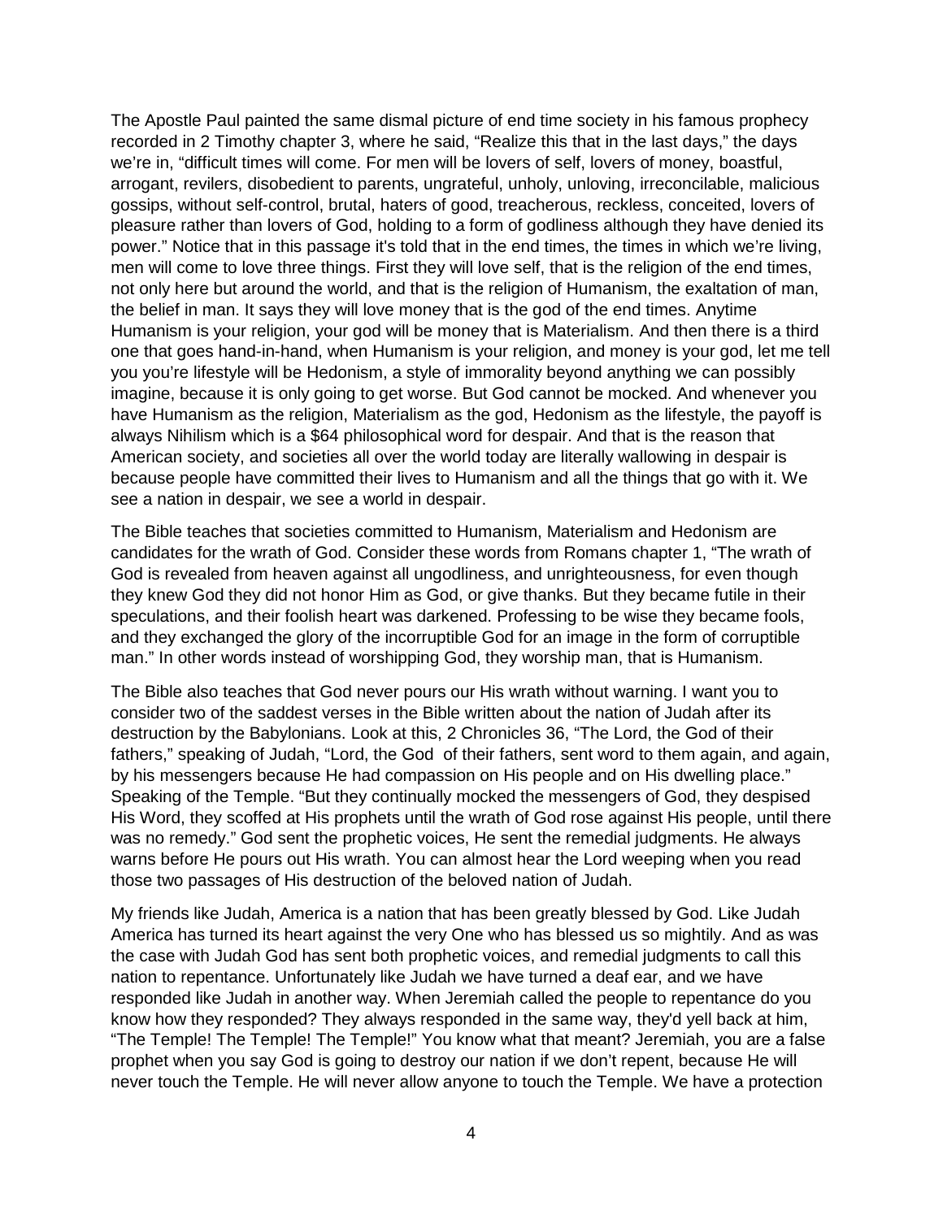The Apostle Paul painted the same dismal picture of end time society in his famous prophecy recorded in 2 Timothy chapter 3, where he said, “Realize this that in the last days,” the days we’re in, “difficult times will come. For men will be lovers of self, lovers of money, boastful, arrogant, revilers, disobedient to parents, ungrateful, unholy, unloving, irreconcilable, malicious gossips, without self-control, brutal, haters of good, treacherous, reckless, conceited, lovers of pleasure rather than lovers of God, holding to a form of godliness although they have denied its power.” Notice that in this passage it's told that in the end times, the times in which we’re living, men will come to love three things. First they will love self, that is the religion of the end times, not only here but around the world, and that is the religion of Humanism, the exaltation of man, the belief in man. It says they will love money that is the god of the end times. Anytime Humanism is your religion, your god will be money that is Materialism. And then there is a third one that goes hand-in-hand, when Humanism is your religion, and money is your god, let me tell you you’re lifestyle will be Hedonism, a style of immorality beyond anything we can possibly imagine, because it is only going to get worse. But God cannot be mocked. And whenever you have Humanism as the religion, Materialism as the god, Hedonism as the lifestyle, the payoff is always Nihilism which is a $64 philosophical word for despair. And that is the reason that American society, and societies all over the world today are literally wallowing in despair is because people have committed their lives to Humanism and all the things that go with it. We see a nation in despair, we see a world in despair.

The Bible teaches that societies committed to Humanism, Materialism and Hedonism are candidates for the wrath of God. Consider these words from Romans chapter 1, “The wrath of God is revealed from heaven against all ungodliness, and unrighteousness, for even though they knew God they did not honor Him as God, or give thanks. But they became futile in their speculations, and their foolish heart was darkened. Professing to be wise they became fools, and they exchanged the glory of the incorruptible God for an image in the form of corruptible man.” In other words instead of worshipping God, they worship man, that is Humanism.

The Bible also teaches that God never pours our His wrath without warning. I want you to consider two of the saddest verses in the Bible written about the nation of Judah after its destruction by the Babylonians. Look at this, 2 Chronicles 36, “The Lord, the God of their fathers,” speaking of Judah, “Lord, the God of their fathers, sent word to them again, and again, by his messengers because He had compassion on His people and on His dwelling place.” Speaking of the Temple. “But they continually mocked the messengers of God, they despised His Word, they scoffed at His prophets until the wrath of God rose against His people, until there was no remedy.” God sent the prophetic voices, He sent the remedial judgments. He always warns before He pours out His wrath. You can almost hear the Lord weeping when you read those two passages of His destruction of the beloved nation of Judah.

My friends like Judah, America is a nation that has been greatly blessed by God. Like Judah America has turned its heart against the very One who has blessed us so mightily. And as was the case with Judah God has sent both prophetic voices, and remedial judgments to call this nation to repentance. Unfortunately like Judah we have turned a deaf ear, and we have responded like Judah in another way. When Jeremiah called the people to repentance do you know how they responded? They always responded in the same way, they'd yell back at him, “The Temple! The Temple! The Temple!” You know what that meant? Jeremiah, you are a false prophet when you say God is going to destroy our nation if we don’t repent, because He will never touch the Temple. He will never allow anyone to touch the Temple. We have a protection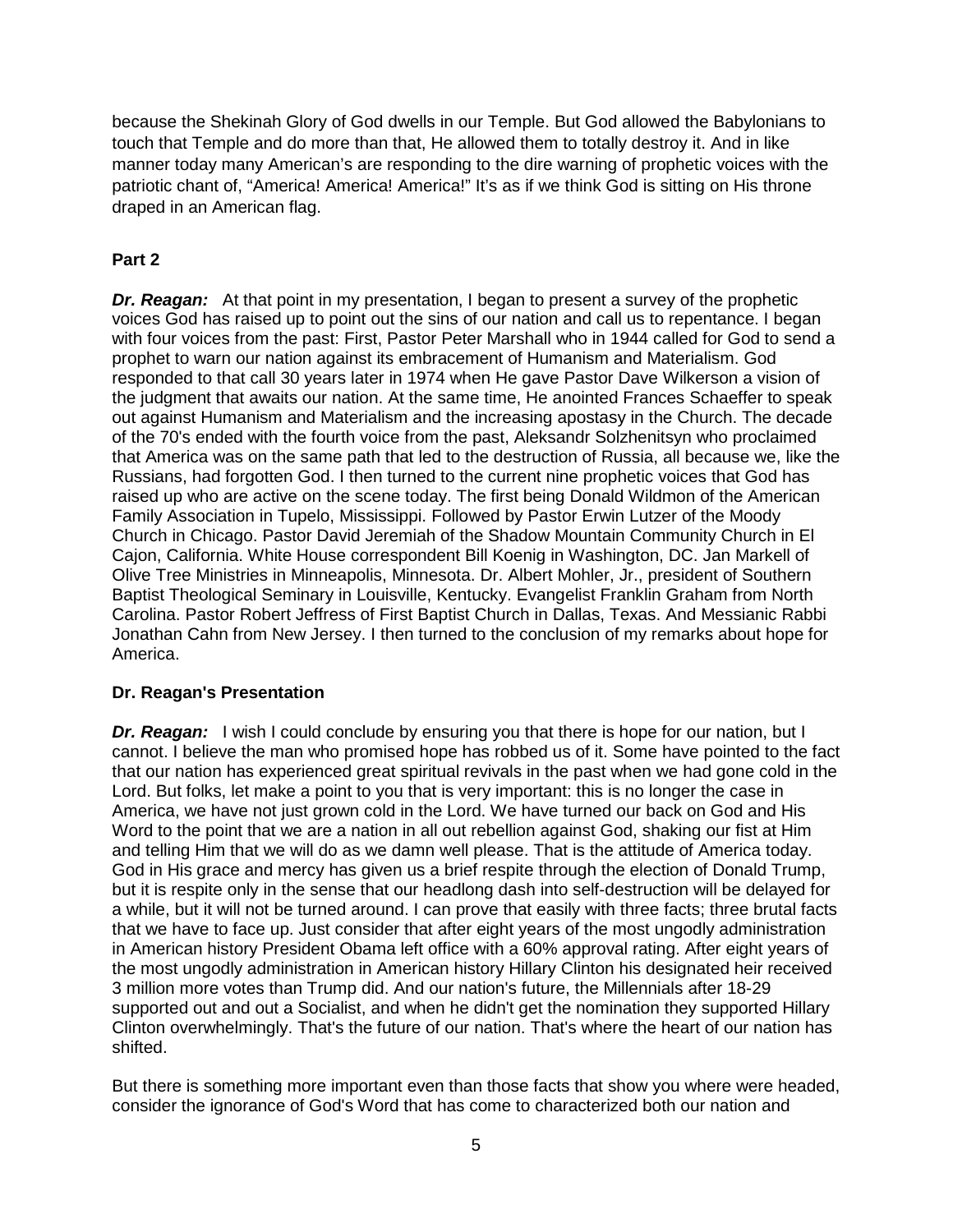because the Shekinah Glory of God dwells in our Temple. But God allowed the Babylonians to touch that Temple and do more than that, He allowed them to totally destroy it. And in like manner today many American's are responding to the dire warning of prophetic voices with the patriotic chant of, "America! America! America!" It's as if we think God is sitting on His throne draped in an American flag.

**Part 2**

***Dr. Reagan:*** At that point in my presentation, I began to present a survey of the prophetic voices God has raised up to point out the sins of our nation and call us to repentance. I began with four voices from the past: First, Pastor Peter Marshall who in 1944 called for God to send a prophet to warn our nation against its embracement of Humanism and Materialism. God responded to that call 30 years later in 1974 when He gave Pastor Dave Wilkerson a vision of the judgment that awaits our nation. At the same time, He anointed Frances Schaeffer to speak out against Humanism and Materialism and the increasing apostasy in the Church. The decade of the 70's ended with the fourth voice from the past, Aleksandr Solzhenitsyn who proclaimed that America was on the same path that led to the destruction of Russia, all because we, like the Russians, had forgotten God. I then turned to the current nine prophetic voices that God has raised up who are active on the scene today. The first being Donald Wildmon of the American Family Association in Tupelo, Mississippi. Followed by Pastor Erwin Lutzer of the Moody Church in Chicago. Pastor David Jeremiah of the Shadow Mountain Community Church in El Cajon, California. White House correspondent Bill Koenig in Washington, DC. Jan Markell of Olive Tree Ministries in Minneapolis, Minnesota. Dr. Albert Mohler, Jr., president of Southern Baptist Theological Seminary in Louisville, Kentucky. Evangelist Franklin Graham from North Carolina. Pastor Robert Jeffress of First Baptist Church in Dallas, Texas. And Messianic Rabbi Jonathan Cahn from New Jersey. I then turned to the conclusion of my remarks about hope for America.

**Dr. Reagan's Presentation**

***Dr. Reagan:*** I wish I could conclude by ensuring you that there is hope for our nation, but I cannot. I believe the man who promised hope has robbed us of it. Some have pointed to the fact that our nation has experienced great spiritual revivals in the past when we had gone cold in the Lord. But folks, let make a point to you that is very important: this is no longer the case in America, we have not just grown cold in the Lord. We have turned our back on God and His Word to the point that we are a nation in all out rebellion against God, shaking our fist at Him and telling Him that we will do as we damn well please. That is the attitude of America today. God in His grace and mercy has given us a brief respite through the election of Donald Trump, but it is respite only in the sense that our headlong dash into self-destruction will be delayed for a while, but it will not be turned around. I can prove that easily with three facts; three brutal facts that we have to face up. Just consider that after eight years of the most ungodly administration in American history President Obama left office with a 60% approval rating. After eight years of the most ungodly administration in American history Hillary Clinton his designated heir received 3 million more votes than Trump did. And our nation's future, the Millennials after 18-29 supported out and out a Socialist, and when he didn't get the nomination they supported Hillary Clinton overwhelmingly. That's the future of our nation. That's where the heart of our nation has shifted.

But there is something more important even than those facts that show you where were headed, consider the ignorance of God's Word that has come to characterized both our nation and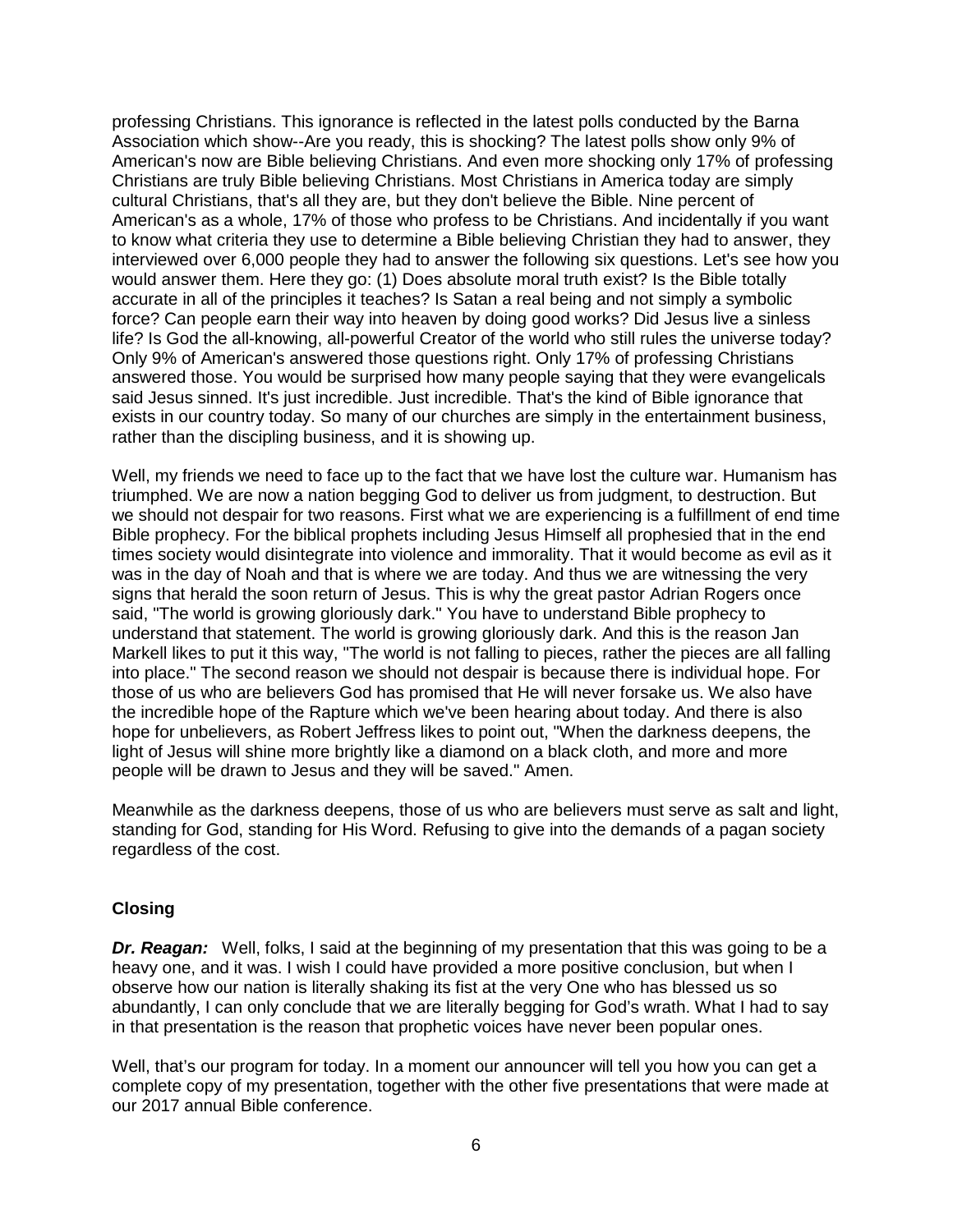professing Christians. This ignorance is reflected in the latest polls conducted by the Barna Association which show--Are you ready, this is shocking? The latest polls show only 9% of American's now are Bible believing Christians. And even more shocking only 17% of professing Christians are truly Bible believing Christians. Most Christians in America today are simply cultural Christians, that's all they are, but they don't believe the Bible. Nine percent of American's as a whole, 17% of those who profess to be Christians. And incidentally if you want to know what criteria they use to determine a Bible believing Christian they had to answer, they interviewed over 6,000 people they had to answer the following six questions. Let's see how you would answer them. Here they go: (1) Does absolute moral truth exist? Is the Bible totally accurate in all of the principles it teaches? Is Satan a real being and not simply a symbolic force? Can people earn their way into heaven by doing good works? Did Jesus live a sinless life? Is God the all-knowing, all-powerful Creator of the world who still rules the universe today? Only 9% of American's answered those questions right. Only 17% of professing Christians answered those. You would be surprised how many people saying that they were evangelicals said Jesus sinned. It's just incredible. Just incredible. That's the kind of Bible ignorance that exists in our country today. So many of our churches are simply in the entertainment business, rather than the discipling business, and it is showing up.

Well, my friends we need to face up to the fact that we have lost the culture war. Humanism has triumphed. We are now a nation begging God to deliver us from judgment, to destruction. But we should not despair for two reasons. First what we are experiencing is a fulfillment of end time Bible prophecy. For the biblical prophets including Jesus Himself all prophesied that in the end times society would disintegrate into violence and immorality. That it would become as evil as it was in the day of Noah and that is where we are today. And thus we are witnessing the very signs that herald the soon return of Jesus. This is why the great pastor Adrian Rogers once said, "The world is growing gloriously dark." You have to understand Bible prophecy to understand that statement. The world is growing gloriously dark. And this is the reason Jan Markell likes to put it this way, "The world is not falling to pieces, rather the pieces are all falling into place." The second reason we should not despair is because there is individual hope. For those of us who are believers God has promised that He will never forsake us. We also have the incredible hope of the Rapture which we've been hearing about today. And there is also hope for unbelievers, as Robert Jeffress likes to point out, "When the darkness deepens, the light of Jesus will shine more brightly like a diamond on a black cloth, and more and more people will be drawn to Jesus and they will be saved." Amen.

Meanwhile as the darkness deepens, those of us who are believers must serve as salt and light, standing for God, standing for His Word. Refusing to give into the demands of a pagan society regardless of the cost.

## Closing

***Dr. Reagan:*** Well, folks, I said at the beginning of my presentation that this was going to be a heavy one, and it was. I wish I could have provided a more positive conclusion, but when I observe how our nation is literally shaking its fist at the very One who has blessed us so abundantly, I can only conclude that we are literally begging for God's wrath. What I had to say in that presentation is the reason that prophetic voices have never been popular ones.

Well, that's our program for today. In a moment our announcer will tell you how you can get a complete copy of my presentation, together with the other five presentations that were made at our 2017 annual Bible conference.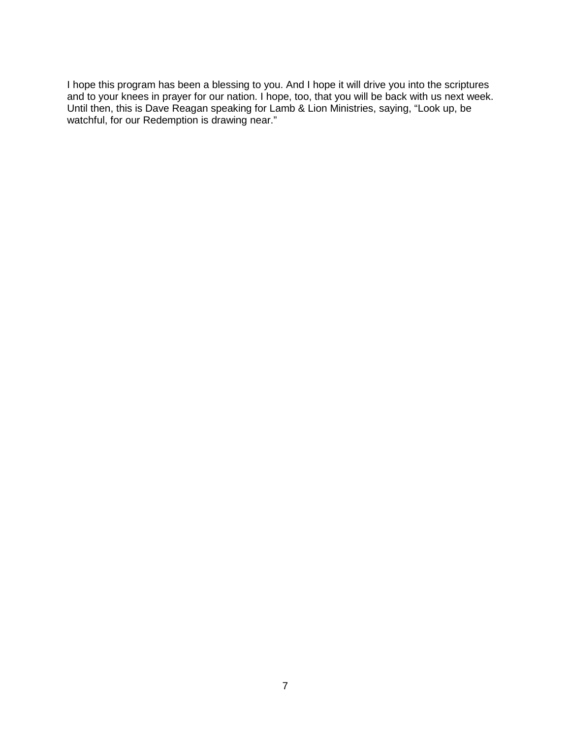I hope this program has been a blessing to you. And I hope it will drive you into the scriptures and to your knees in prayer for our nation. I hope, too, that you will be back with us next week. Until then, this is Dave Reagan speaking for Lamb & Lion Ministries, saying, “Look up, be watchful, for our Redemption is drawing near.”